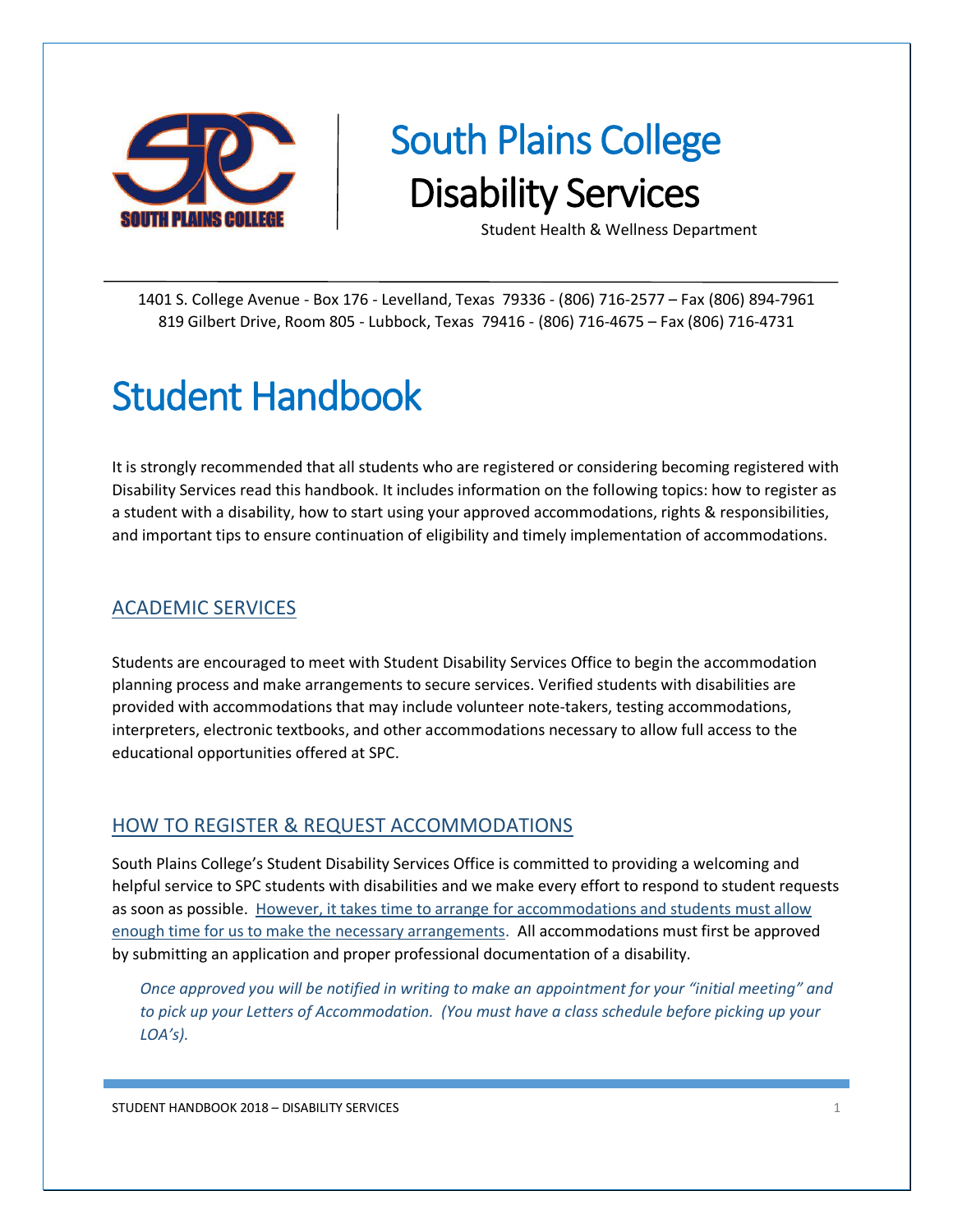# South Plains College
## Disability Services

Student Health & Wellness Department

1401 S. College Avenue - Box 176 - Levelland, Texas 79336 - (806) 716-2577 – Fax (806) 894-7961
819 Gilbert Drive, Room 805 - Lubbock, Texas 79416 - (806) 716-4675 – Fax (806) 716-4731

# Student Handbook

It is strongly recommended that all students who are registered or considering becoming registered with Disability Services read this handbook. It includes information on the following topics: how to register as a student with a disability, how to start using your approved accommodations, rights & responsibilities, and important tips to ensure continuation of eligibility and timely implementation of accommodations.

## ACADEMIC SERVICES

Students are encouraged to meet with Student Disability Services Office to begin the accommodation planning process and make arrangements to secure services. Verified students with disabilities are provided with accommodations that may include volunteer note-takers, testing accommodations, interpreters, electronic textbooks, and other accommodations necessary to allow full access to the educational opportunities offered at SPC.

## HOW TO REGISTER & REQUEST ACCOMMODATIONS

South Plains College's Student Disability Services Office is committed to providing a welcoming and helpful service to SPC students with disabilities and we make every effort to respond to student requests as soon as possible. However, it takes time to arrange for accommodations and students must allow enough time for us to make the necessary arrangements. All accommodations must first be approved by submitting an application and proper professional documentation of a disability.

*Once approved you will be notified in writing to make an appointment for your "initial meeting" and to pick up your Letters of Accommodation. (You must have a class schedule before picking up your LOA's).*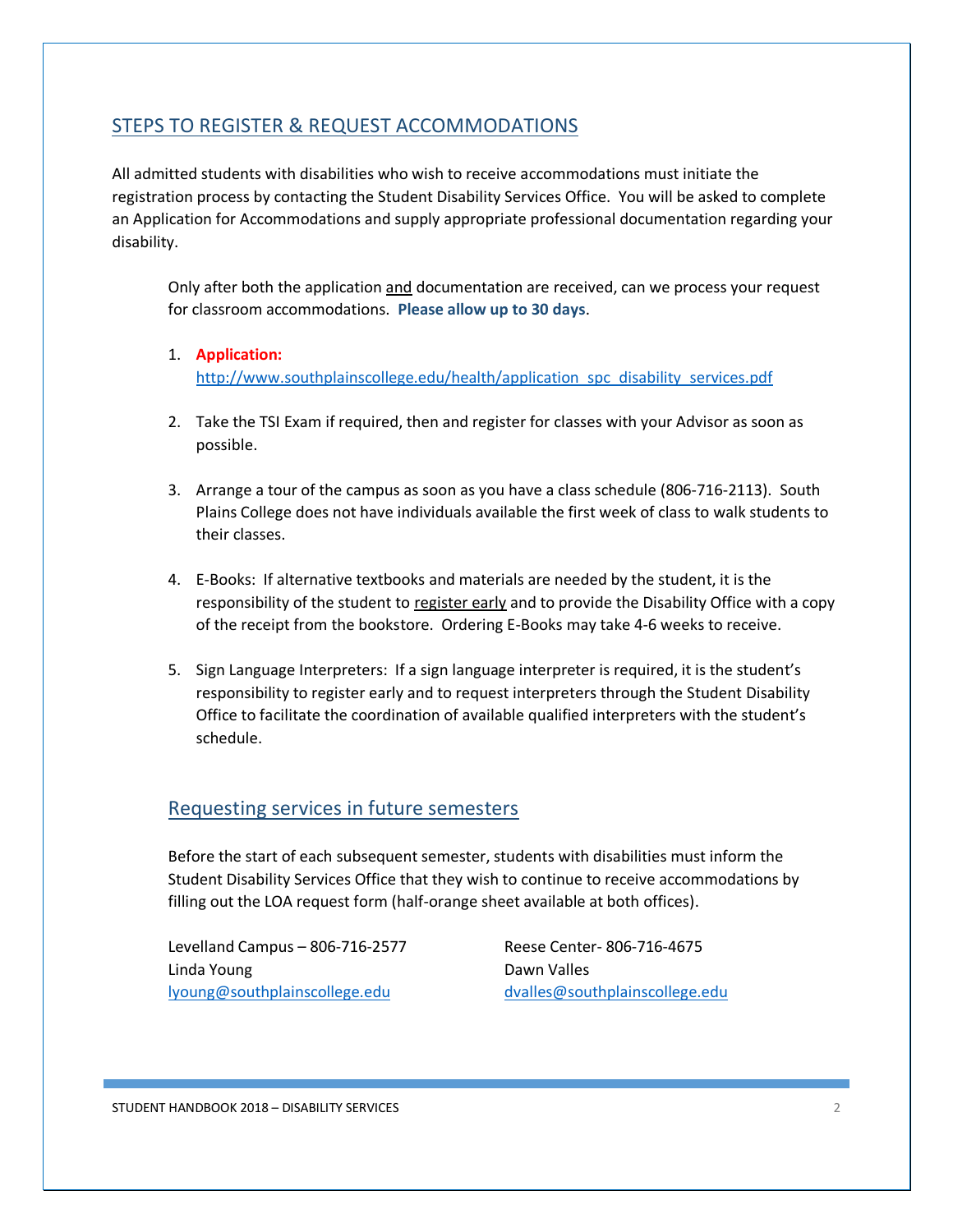## STEPS TO REGISTER & REQUEST ACCOMMODATIONS

All admitted students with disabilities who wish to receive accommodations must initiate the registration process by contacting the Student Disability Services Office. You will be asked to complete an Application for Accommodations and supply appropriate professional documentation regarding your disability.

Only after both the application and documentation are received, can we process your request for classroom accommodations. **Please allow up to 30 days**.

1. **Application:** http://www.southplainscollege.edu/health/application_spc_disability_services.pdf

2. Take the TSI Exam if required, then and register for classes with your Advisor as soon as possible.

3. Arrange a tour of the campus as soon as you have a class schedule (806-716-2113). South Plains College does not have individuals available the first week of class to walk students to their classes.

4. E-Books: If alternative textbooks and materials are needed by the student, it is the responsibility of the student to register early and to provide the Disability Office with a copy of the receipt from the bookstore. Ordering E-Books may take 4-6 weeks to receive.

5. Sign Language Interpreters: If a sign language interpreter is required, it is the student's responsibility to register early and to request interpreters through the Student Disability Office to facilitate the coordination of available qualified interpreters with the student's schedule.

### Requesting services in future semesters

Before the start of each subsequent semester, students with disabilities must inform the Student Disability Services Office that they wish to continue to receive accommodations by filling out the LOA request form (half-orange sheet available at both offices).

Levelland Campus – 806-716-2577
Linda Young
lyoung@southplainscollege.edu

Reese Center- 806-716-4675
Dawn Valles
dvalles@southplainscollege.edu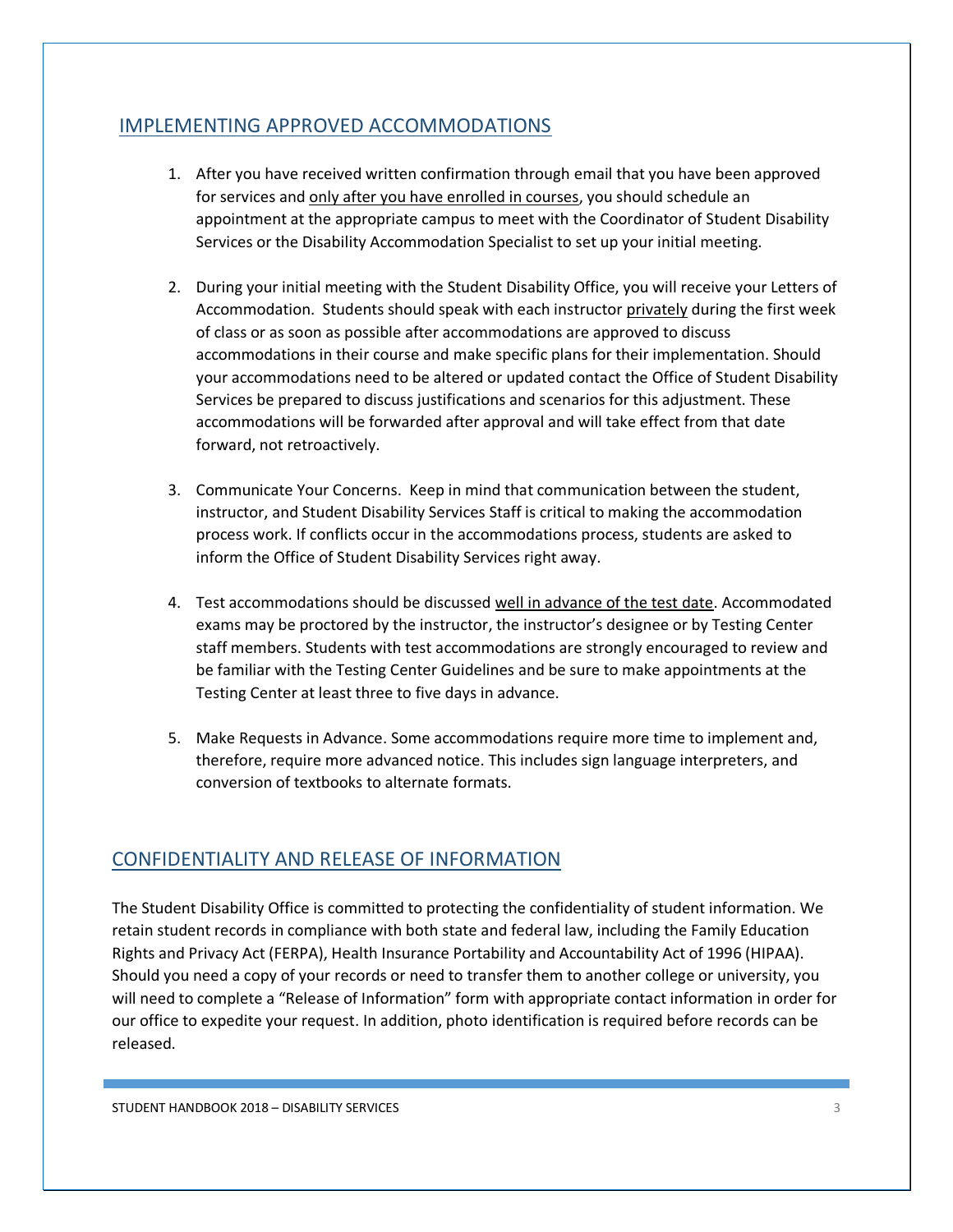## IMPLEMENTING APPROVED ACCOMMODATIONS

1. After you have received written confirmation through email that you have been approved for services and <u>only after you have enrolled in courses</u>, you should schedule an appointment at the appropriate campus to meet with the Coordinator of Student Disability Services or the Disability Accommodation Specialist to set up your initial meeting.

2. During your initial meeting with the Student Disability Office, you will receive your Letters of Accommodation. Students should speak with each instructor <u>privately</u> during the first week of class or as soon as possible after accommodations are approved to discuss accommodations in their course and make specific plans for their implementation. Should your accommodations need to be altered or updated contact the Office of Student Disability Services be prepared to discuss justifications and scenarios for this adjustment. These accommodations will be forwarded after approval and will take effect from that date forward, not retroactively.

3. Communicate Your Concerns. Keep in mind that communication between the student, instructor, and Student Disability Services Staff is critical to making the accommodation process work. If conflicts occur in the accommodations process, students are asked to inform the Office of Student Disability Services right away.

4. Test accommodations should be discussed <u>well in advance of the test date</u>. Accommodated exams may be proctored by the instructor, the instructor's designee or by Testing Center staff members. Students with test accommodations are strongly encouraged to review and be familiar with the Testing Center Guidelines and be sure to make appointments at the Testing Center at least three to five days in advance.

5. Make Requests in Advance. Some accommodations require more time to implement and, therefore, require more advanced notice. This includes sign language interpreters, and conversion of textbooks to alternate formats.

## CONFIDENTIALITY AND RELEASE OF INFORMATION

The Student Disability Office is committed to protecting the confidentiality of student information. We retain student records in compliance with both state and federal law, including the Family Education Rights and Privacy Act (FERPA), Health Insurance Portability and Accountability Act of 1996 (HIPAA). Should you need a copy of your records or need to transfer them to another college or university, you will need to complete a "Release of Information" form with appropriate contact information in order for our office to expedite your request. In addition, photo identification is required before records can be released.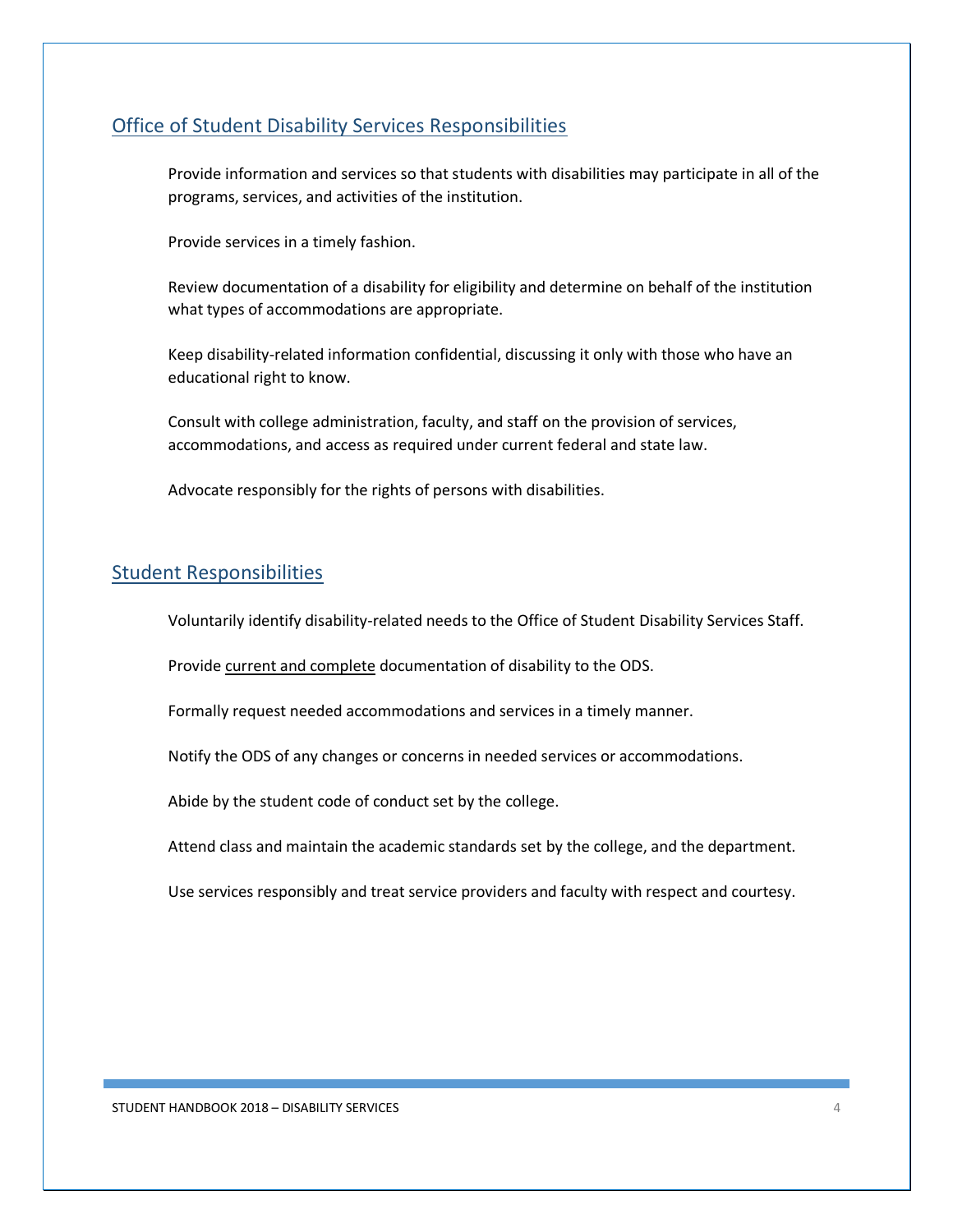## Office of Student Disability Services Responsibilities

Provide information and services so that students with disabilities may participate in all of the programs, services, and activities of the institution.

Provide services in a timely fashion.

Review documentation of a disability for eligibility and determine on behalf of the institution what types of accommodations are appropriate.

Keep disability-related information confidential, discussing it only with those who have an educational right to know.

Consult with college administration, faculty, and staff on the provision of services, accommodations, and access as required under current federal and state law.

Advocate responsibly for the rights of persons with disabilities.

## Student Responsibilities

Voluntarily identify disability-related needs to the Office of Student Disability Services Staff.

Provide current and complete documentation of disability to the ODS.

Formally request needed accommodations and services in a timely manner.

Notify the ODS of any changes or concerns in needed services or accommodations.

Abide by the student code of conduct set by the college.

Attend class and maintain the academic standards set by the college, and the department.

Use services responsibly and treat service providers and faculty with respect and courtesy.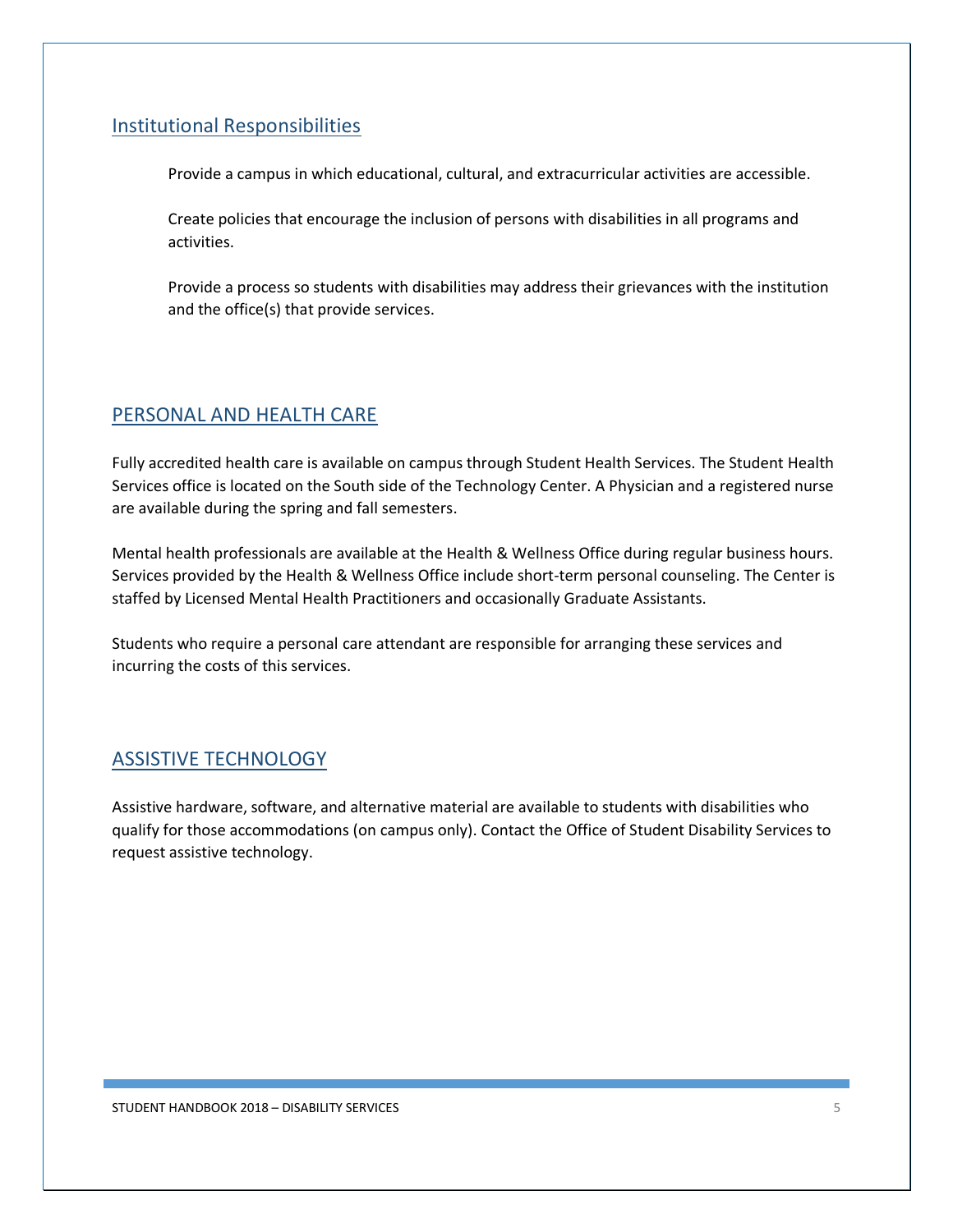## Institutional Responsibilities

Provide a campus in which educational, cultural, and extracurricular activities are accessible.

Create policies that encourage the inclusion of persons with disabilities in all programs and activities.

Provide a process so students with disabilities may address their grievances with the institution and the office(s) that provide services.

## PERSONAL AND HEALTH CARE

Fully accredited health care is available on campus through Student Health Services. The Student Health Services office is located on the South side of the Technology Center. A Physician and a registered nurse are available during the spring and fall semesters.

Mental health professionals are available at the Health & Wellness Office during regular business hours. Services provided by the Health & Wellness Office include short-term personal counseling. The Center is staffed by Licensed Mental Health Practitioners and occasionally Graduate Assistants.

Students who require a personal care attendant are responsible for arranging these services and incurring the costs of this services.

## ASSISTIVE TECHNOLOGY

Assistive hardware, software, and alternative material are available to students with disabilities who qualify for those accommodations (on campus only). Contact the Office of Student Disability Services to request assistive technology.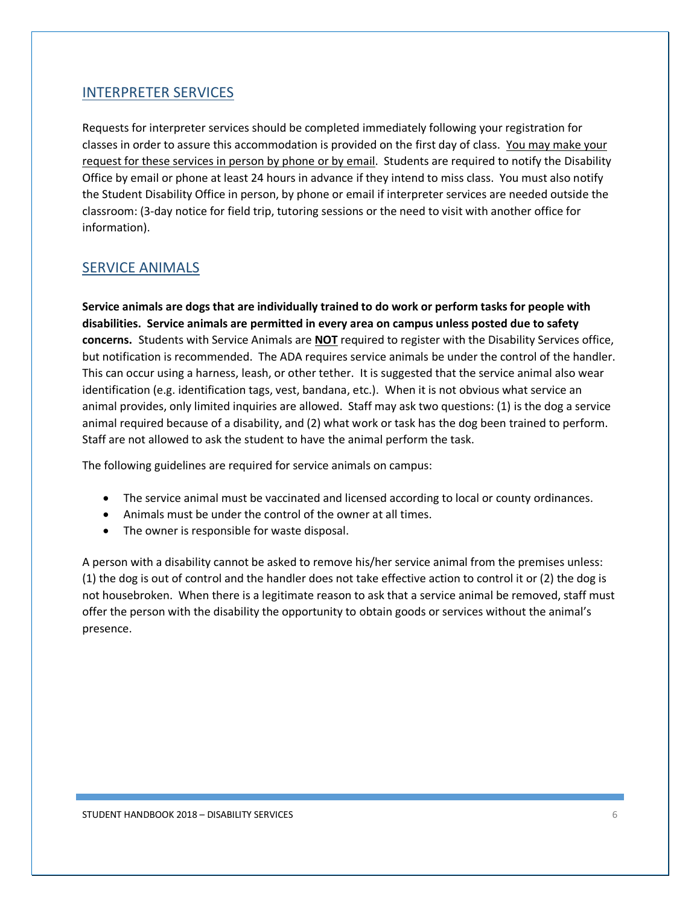## INTERPRETER SERVICES

Requests for interpreter services should be completed immediately following your registration for classes in order to assure this accommodation is provided on the first day of class. <u>You may make your request for these services in person by phone or by email</u>. Students are required to notify the Disability Office by email or phone at least 24 hours in advance if they intend to miss class. You must also notify the Student Disability Office in person, by phone or email if interpreter services are needed outside the classroom: (3-day notice for field trip, tutoring sessions or the need to visit with another office for information).

## SERVICE ANIMALS

**Service animals are dogs that are individually trained to do work or perform tasks for people with disabilities. Service animals are permitted in every area on campus unless posted due to safety concerns.** Students with Service Animals are <u>**NOT**</u> required to register with the Disability Services office, but notification is recommended. The ADA requires service animals be under the control of the handler. This can occur using a harness, leash, or other tether. It is suggested that the service animal also wear identification (e.g. identification tags, vest, bandana, etc.). When it is not obvious what service an animal provides, only limited inquiries are allowed. Staff may ask two questions: (1) is the dog a service animal required because of a disability, and (2) what work or task has the dog been trained to perform. Staff are not allowed to ask the student to have the animal perform the task.

The following guidelines are required for service animals on campus:

- The service animal must be vaccinated and licensed according to local or county ordinances.
- Animals must be under the control of the owner at all times.
- The owner is responsible for waste disposal.

A person with a disability cannot be asked to remove his/her service animal from the premises unless: (1) the dog is out of control and the handler does not take effective action to control it or (2) the dog is not housebroken. When there is a legitimate reason to ask that a service animal be removed, staff must offer the person with the disability the opportunity to obtain goods or services without the animal's presence.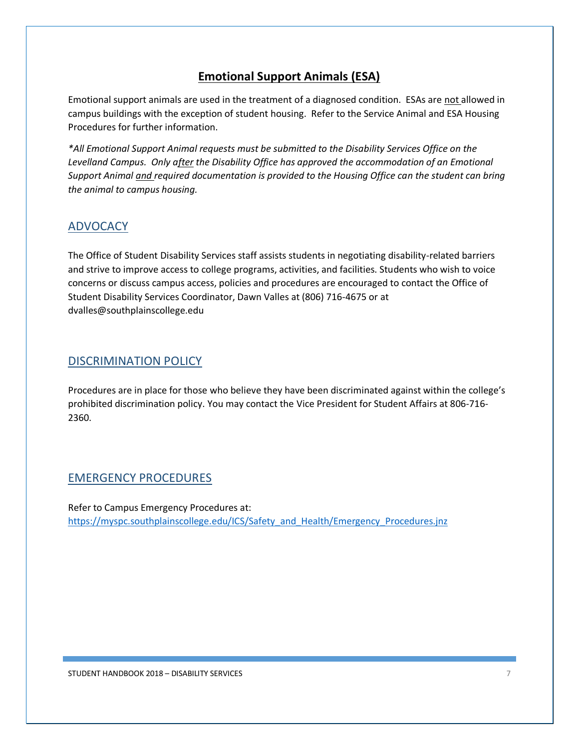## Emotional Support Animals (ESA)

Emotional support animals are used in the treatment of a diagnosed condition. ESAs are not allowed in campus buildings with the exception of student housing. Refer to the Service Animal and ESA Housing Procedures for further information.

*\*All Emotional Support Animal requests must be submitted to the Disability Services Office on the Levelland Campus. Only after the Disability Office has approved the accommodation of an Emotional Support Animal and required documentation is provided to the Housing Office can the student can bring the animal to campus housing.*

## ADVOCACY

The Office of Student Disability Services staff assists students in negotiating disability-related barriers and strive to improve access to college programs, activities, and facilities. Students who wish to voice concerns or discuss campus access, policies and procedures are encouraged to contact the Office of Student Disability Services Coordinator, Dawn Valles at (806) 716-4675 or at dvalles@southplainscollege.edu

## DISCRIMINATION POLICY

Procedures are in place for those who believe they have been discriminated against within the college's prohibited discrimination policy. You may contact the Vice President for Student Affairs at 806-716-2360.

## EMERGENCY PROCEDURES

Refer to Campus Emergency Procedures at:
https://myspc.southplainscollege.edu/ICS/Safety_and_Health/Emergency_Procedures.jnz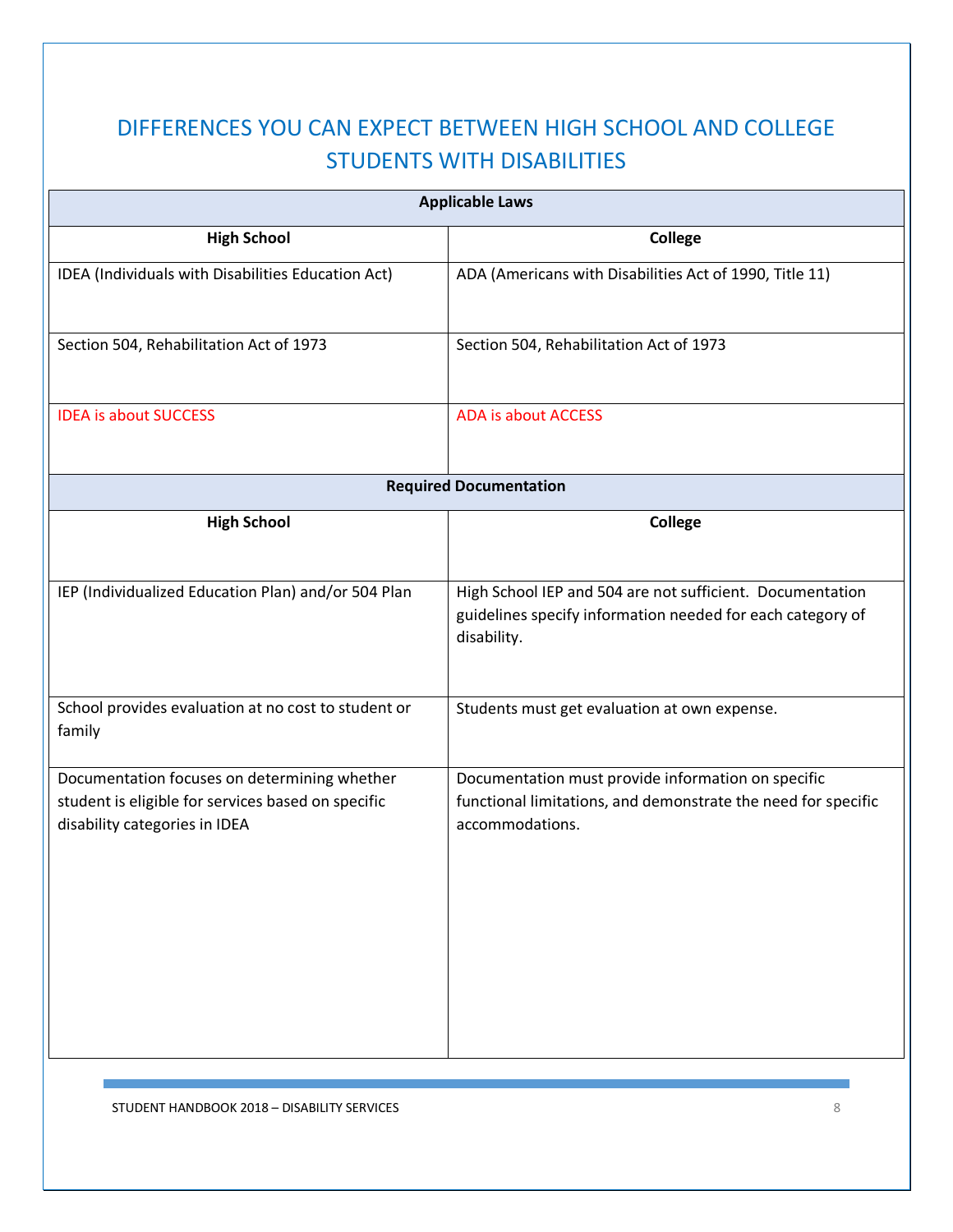# DIFFERENCES YOU CAN EXPECT BETWEEN HIGH SCHOOL AND COLLEGE STUDENTS WITH DISABILITIES

| **Applicable Laws** | |
|---|---|
| **High School** | **College** |
| IDEA (Individuals with Disabilities Education Act) | ADA (Americans with Disabilities Act of 1990, Title 11) |
| Section 504, Rehabilitation Act of 1973 | Section 504, Rehabilitation Act of 1973 |
| IDEA is about SUCCESS | ADA is about ACCESS |
| **Required Documentation** | |
| **High School** | **College** |
| IEP (Individualized Education Plan) and/or 504 Plan | High School IEP and 504 are not sufficient. Documentation guidelines specify information needed for each category of disability. |
| School provides evaluation at no cost to student or family | Students must get evaluation at own expense. |
| Documentation focuses on determining whether student is eligible for services based on specific disability categories in IDEA | Documentation must provide information on specific functional limitations, and demonstrate the need for specific accommodations. |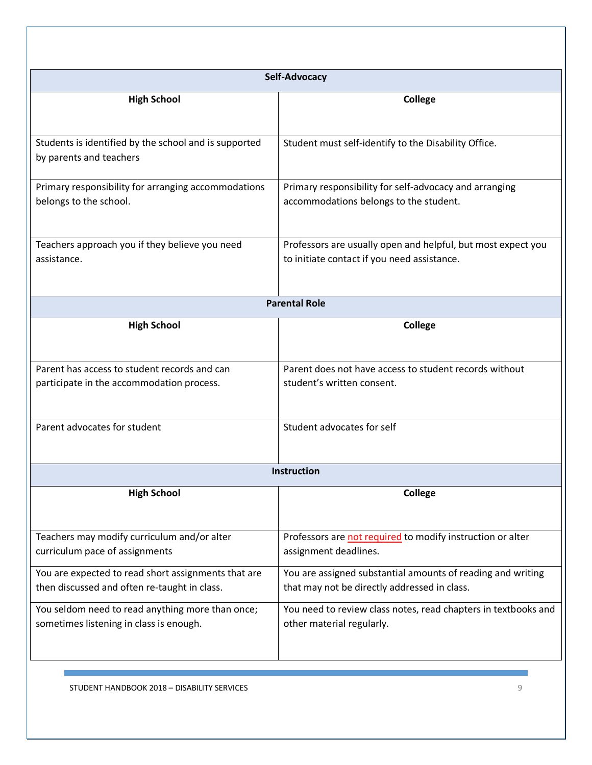| Self-Advocacy | |
|---|---|
| **High School** | **College** |
| Students is identified by the school and is supported by parents and teachers | Student must self-identify to the Disability Office. |
| Primary responsibility for arranging accommodations belongs to the school. | Primary responsibility for self-advocacy and arranging accommodations belongs to the student. |
| Teachers approach you if they believe you need assistance. | Professors are usually open and helpful, but most expect you to initiate contact if you need assistance. |

| Parental Role | |
|---|---|
| **High School** | **College** |
| Parent has access to student records and can participate in the accommodation process. | Parent does not have access to student records without student's written consent. |
| Parent advocates for student | Student advocates for self |

| Instruction | |
|---|---|
| **High School** | **College** |
| Teachers may modify curriculum and/or alter curriculum pace of assignments | Professors are not required to modify instruction or alter assignment deadlines. |
| You are expected to read short assignments that are then discussed and often re-taught in class. | You are assigned substantial amounts of reading and writing that may not be directly addressed in class. |
| You seldom need to read anything more than once; sometimes listening in class is enough. | You need to review class notes, read chapters in textbooks and other material regularly. |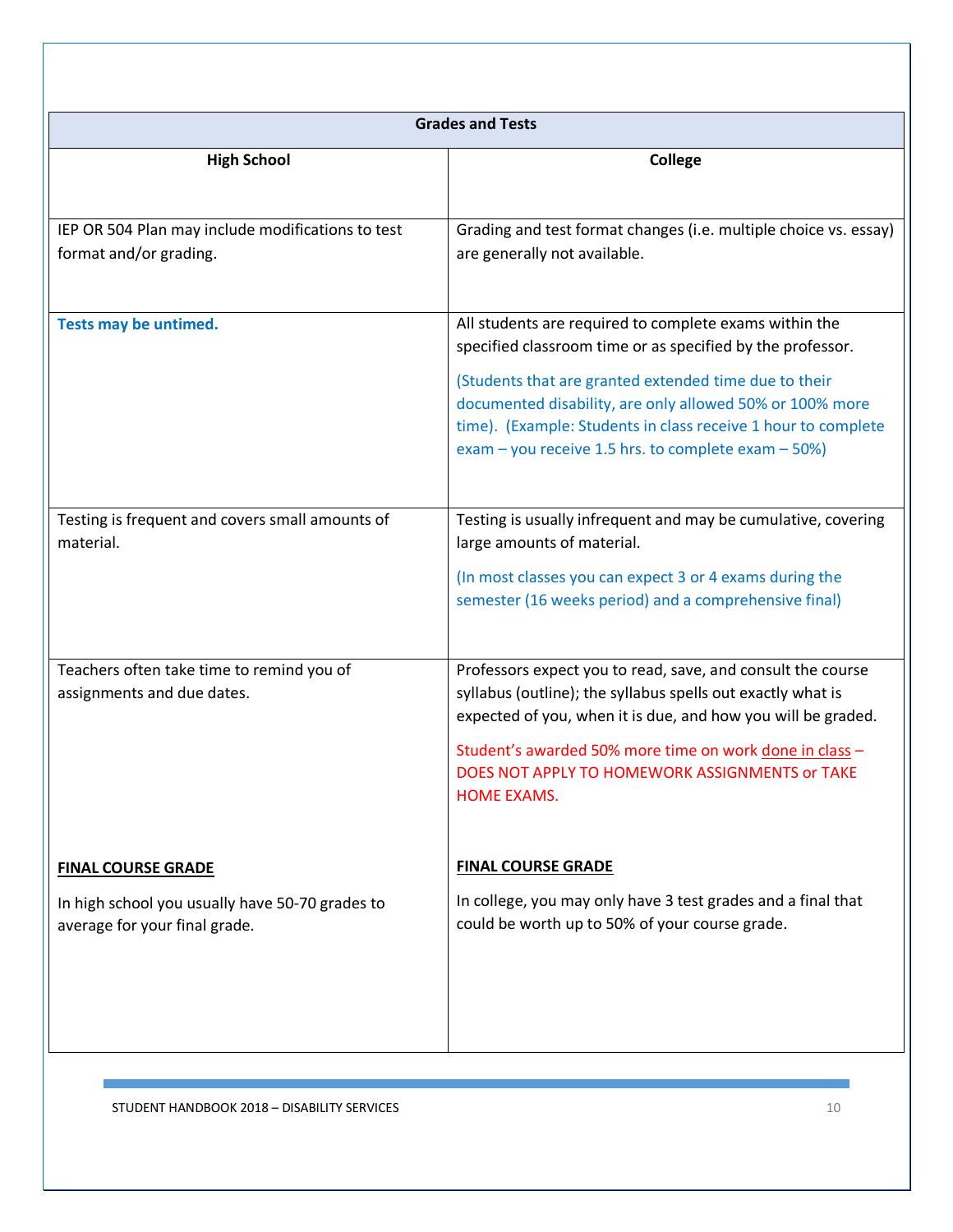| Grades and Tests | |
|---|---|
| **High School** | **College** |
| IEP OR 504 Plan may include modifications to test format and/or grading. | Grading and test format changes (i.e. multiple choice vs. essay) are generally not available. |
| **Tests may be untimed.** | All students are required to complete exams within the specified classroom time or as specified by the professor.<br><br>(Students that are granted extended time due to their documented disability, are only allowed 50% or 100% more time). (Example: Students in class receive 1 hour to complete exam – you receive 1.5 hrs. to complete exam – 50%) |
| Testing is frequent and covers small amounts of material. | Testing is usually infrequent and may be cumulative, covering large amounts of material.<br><br>(In most classes you can expect 3 or 4 exams during the semester (16 weeks period) and a comprehensive final) |
| Teachers often take time to remind you of assignments and due dates.<br><br>**FINAL COURSE GRADE**<br><br>In high school you usually have 50-70 grades to average for your final grade. | Professors expect you to read, save, and consult the course syllabus (outline); the syllabus spells out exactly what is expected of you, when it is due, and how you will be graded.<br><br>Student's awarded 50% more time on work done in class – DOES NOT APPLY TO HOMEWORK ASSIGNMENTS or TAKE HOME EXAMS.<br><br>**FINAL COURSE GRADE**<br><br>In college, you may only have 3 test grades and a final that could be worth up to 50% of your course grade. |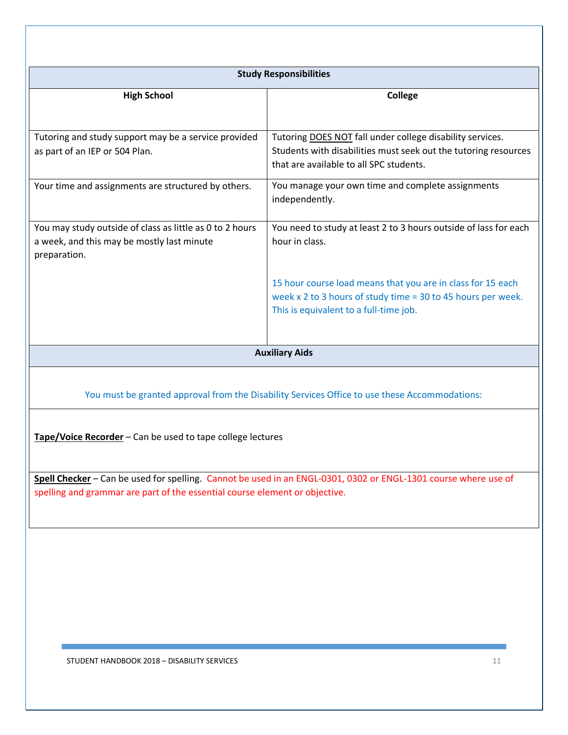| Study Responsibilities | |
|---|---|
| **High School** | **College** |
| Tutoring and study support may be a service provided as part of an IEP or 504 Plan. | Tutoring DOES NOT fall under college disability services. Students with disabilities must seek out the tutoring resources that are available to all SPC students. |
| Your time and assignments are structured by others. | You manage your own time and complete assignments independently. |
| You may study outside of class as little as 0 to 2 hours a week, and this may be mostly last minute preparation. | You need to study at least 2 to 3 hours outside of lass for each hour in class.<br><br>15 hour course load means that you are in class for 15 each week x 2 to 3 hours of study time = 30 to 45 hours per week. This is equivalent to a full-time job. |

**Auxiliary Aids**

You must be granted approval from the Disability Services Office to use these Accommodations:

**Tape/Voice Recorder** – Can be used to tape college lectures

**Spell Checker** – Can be used for spelling. Cannot be used in an ENGL-0301, 0302 or ENGL-1301 course where use of spelling and grammar are part of the essential course element or objective.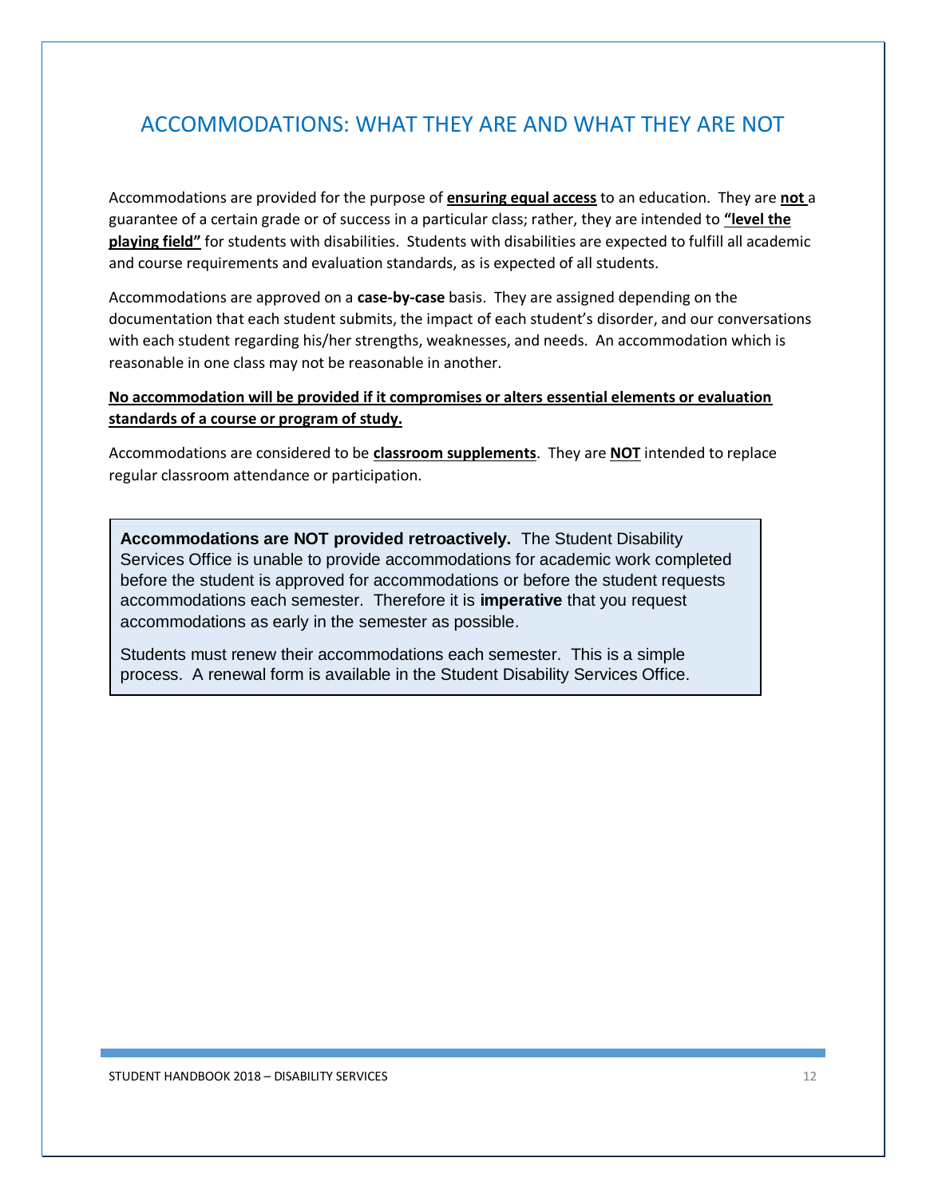# ACCOMMODATIONS: WHAT THEY ARE AND WHAT THEY ARE NOT

Accommodations are provided for the purpose of **ensuring equal access** to an education. They are **not** a guarantee of a certain grade or of success in a particular class; rather, they are intended to **"level the playing field"** for students with disabilities. Students with disabilities are expected to fulfill all academic and course requirements and evaluation standards, as is expected of all students.

Accommodations are approved on a **case-by-case** basis. They are assigned depending on the documentation that each student submits, the impact of each student's disorder, and our conversations with each student regarding his/her strengths, weaknesses, and needs. An accommodation which is reasonable in one class may not be reasonable in another.

**No accommodation will be provided if it compromises or alters essential elements or evaluation standards of a course or program of study.**

Accommodations are considered to be **classroom supplements**. They are **NOT** intended to replace regular classroom attendance or participation.

**Accommodations are NOT provided retroactively.** The Student Disability Services Office is unable to provide accommodations for academic work completed before the student is approved for accommodations or before the student requests accommodations each semester. Therefore it is **imperative** that you request accommodations as early in the semester as possible.

Students must renew their accommodations each semester. This is a simple process. A renewal form is available in the Student Disability Services Office.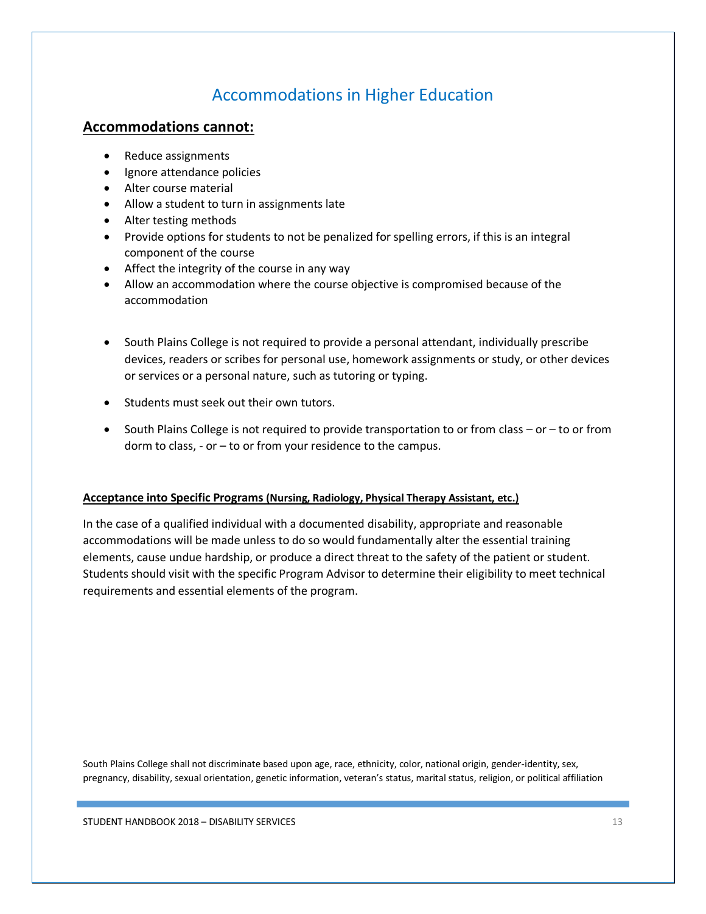# Accommodations in Higher Education

## Accommodations cannot:

- Reduce assignments
- Ignore attendance policies
- Alter course material
- Allow a student to turn in assignments late
- Alter testing methods
- Provide options for students to not be penalized for spelling errors, if this is an integral component of the course
- Affect the integrity of the course in any way
- Allow an accommodation where the course objective is compromised because of the accommodation

- South Plains College is not required to provide a personal attendant, individually prescribe devices, readers or scribes for personal use, homework assignments or study, or other devices or services or a personal nature, such as tutoring or typing.
- Students must seek out their own tutors.
- South Plains College is not required to provide transportation to or from class – or – to or from dorm to class, - or – to or from your residence to the campus.

**Acceptance into Specific Programs (Nursing, Radiology, Physical Therapy Assistant, etc.)**

In the case of a qualified individual with a documented disability, appropriate and reasonable accommodations will be made unless to do so would fundamentally alter the essential training elements, cause undue hardship, or produce a direct threat to the safety of the patient or student. Students should visit with the specific Program Advisor to determine their eligibility to meet technical requirements and essential elements of the program.

South Plains College shall not discriminate based upon age, race, ethnicity, color, national origin, gender-identity, sex, pregnancy, disability, sexual orientation, genetic information, veteran's status, marital status, religion, or political affiliation